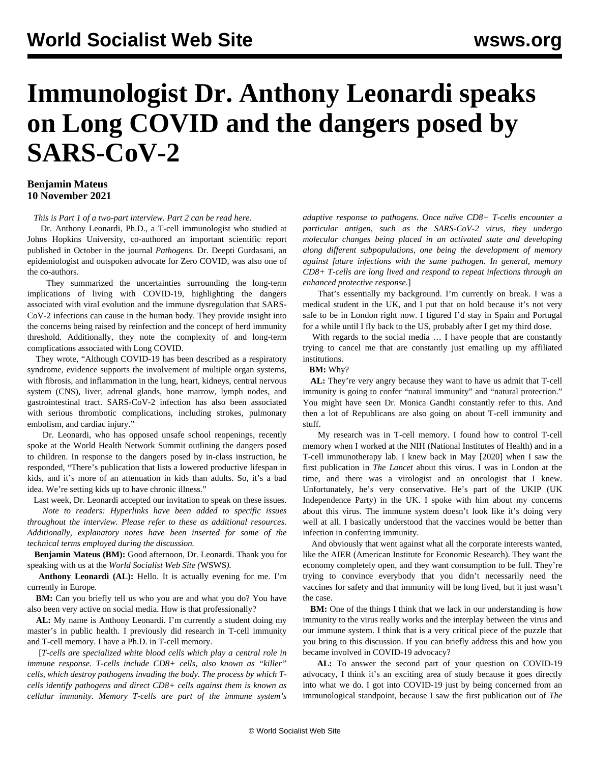# Immunologist Dr. Anthony Leonardi speaks on Long COVID and the dangers posed by SARS-CoV-2

**Benjamin Mateus**
**10 November 2021**

*This is Part 1 of a two-part interview. Part 2 can be read here.*

Dr. Anthony Leonardi, Ph.D., a T-cell immunologist who studied at Johns Hopkins University, co-authored an important scientific report published in October in the journal *Pathogens.* Dr. Deepti Gurdasani, an epidemiologist and outspoken advocate for Zero COVID, was also one of the co-authors.

They summarized the uncertainties surrounding the long-term implications of living with COVID-19, highlighting the dangers associated with viral evolution and the immune dysregulation that SARS-CoV-2 infections can cause in the human body. They provide insight into the concerns being raised by reinfection and the concept of herd immunity threshold. Additionally, they note the complexity of and long-term complications associated with Long COVID.

They wrote, "Although COVID-19 has been described as a respiratory syndrome, evidence supports the involvement of multiple organ systems, with fibrosis, and inflammation in the lung, heart, kidneys, central nervous system (CNS), liver, adrenal glands, bone marrow, lymph nodes, and gastrointestinal tract. SARS-CoV-2 infection has also been associated with serious thrombotic complications, including strokes, pulmonary embolism, and cardiac injury."

Dr. Leonardi, who has opposed unsafe school reopenings, recently spoke at the World Health Network Summit outlining the dangers posed to children. In response to the dangers posed by in-class instruction, he responded, "There's publication that lists a lowered productive lifespan in kids, and it's more of an attenuation in kids than adults. So, it's a bad idea. We're setting kids up to have chronic illness."

Last week, Dr. Leonardi accepted our invitation to speak on these issues.

*Note to readers: Hyperlinks have been added to specific issues throughout the interview. Please refer to these as additional resources. Additionally, explanatory notes have been inserted for some of the technical terms employed during the discussion.*

**Benjamin Mateus (BM):** Good afternoon, Dr. Leonardi. Thank you for speaking with us at the *World Socialist Web Site (*WSWS*).*

**Anthony Leonardi (AL):** Hello. It is actually evening for me. I'm currently in Europe.

**BM:** Can you briefly tell us who you are and what you do? You have also been very active on social media. How is that professionally?

**AL:** My name is Anthony Leonardi. I'm currently a student doing my master's in public health. I previously did research in T-cell immunity and T-cell memory. I have a Ph.D. in T-cell memory.

[*T-cells are specialized white blood cells which play a central role in immune response. T-cells include CD8+ cells, also known as "killer" cells, which destroy pathogens invading the body. The process by which T-cells identify pathogens and direct CD8+ cells against them is known as cellular immunity. Memory T-cells are part of the immune system's adaptive response to pathogens. Once naïve CD8+ T-cells encounter a particular antigen, such as the SARS-CoV-2 virus, they undergo molecular changes being placed in an activated state and developing along different subpopulations, one being the development of memory against future infections with the same pathogen. In general, memory CD8+ T-cells are long lived and respond to repeat infections through an enhanced protective response.*]

That's essentially my background. I'm currently on break. I was a medical student in the UK, and I put that on hold because it's not very safe to be in London right now. I figured I'd stay in Spain and Portugal for a while until I fly back to the US, probably after I get my third dose.

With regards to the social media … I have people that are constantly trying to cancel me that are constantly just emailing up my affiliated institutions.

**BM:** Why?

**AL:** They're very angry because they want to have us admit that T-cell immunity is going to confer "natural immunity" and "natural protection." You might have seen Dr. Monica Gandhi constantly refer to this. And then a lot of Republicans are also going on about T-cell immunity and stuff.

My research was in T-cell memory. I found how to control T-cell memory when I worked at the NIH (National Institutes of Health) and in a T-cell immunotherapy lab. I knew back in May [2020] when I saw the first publication in *The Lancet* about this virus. I was in London at the time, and there was a virologist and an oncologist that I knew. Unfortunately, he's very conservative. He's part of the UKIP (UK Independence Party) in the UK. I spoke with him about my concerns about this virus. The immune system doesn't look like it's doing very well at all. I basically understood that the vaccines would be better than infection in conferring immunity.

And obviously that went against what all the corporate interests wanted, like the AIER (American Institute for Economic Research). They want the economy completely open, and they want consumption to be full. They're trying to convince everybody that you didn't necessarily need the vaccines for safety and that immunity will be long lived, but it just wasn't the case.

**BM:** One of the things I think that we lack in our understanding is how immunity to the virus really works and the interplay between the virus and our immune system. I think that is a very critical piece of the puzzle that you bring to this discussion. If you can briefly address this and how you became involved in COVID-19 advocacy?

**AL:** To answer the second part of your question on COVID-19 advocacy, I think it's an exciting area of study because it goes directly into what we do. I got into COVID-19 just by being concerned from an immunological standpoint, because I saw the first publication out of *The*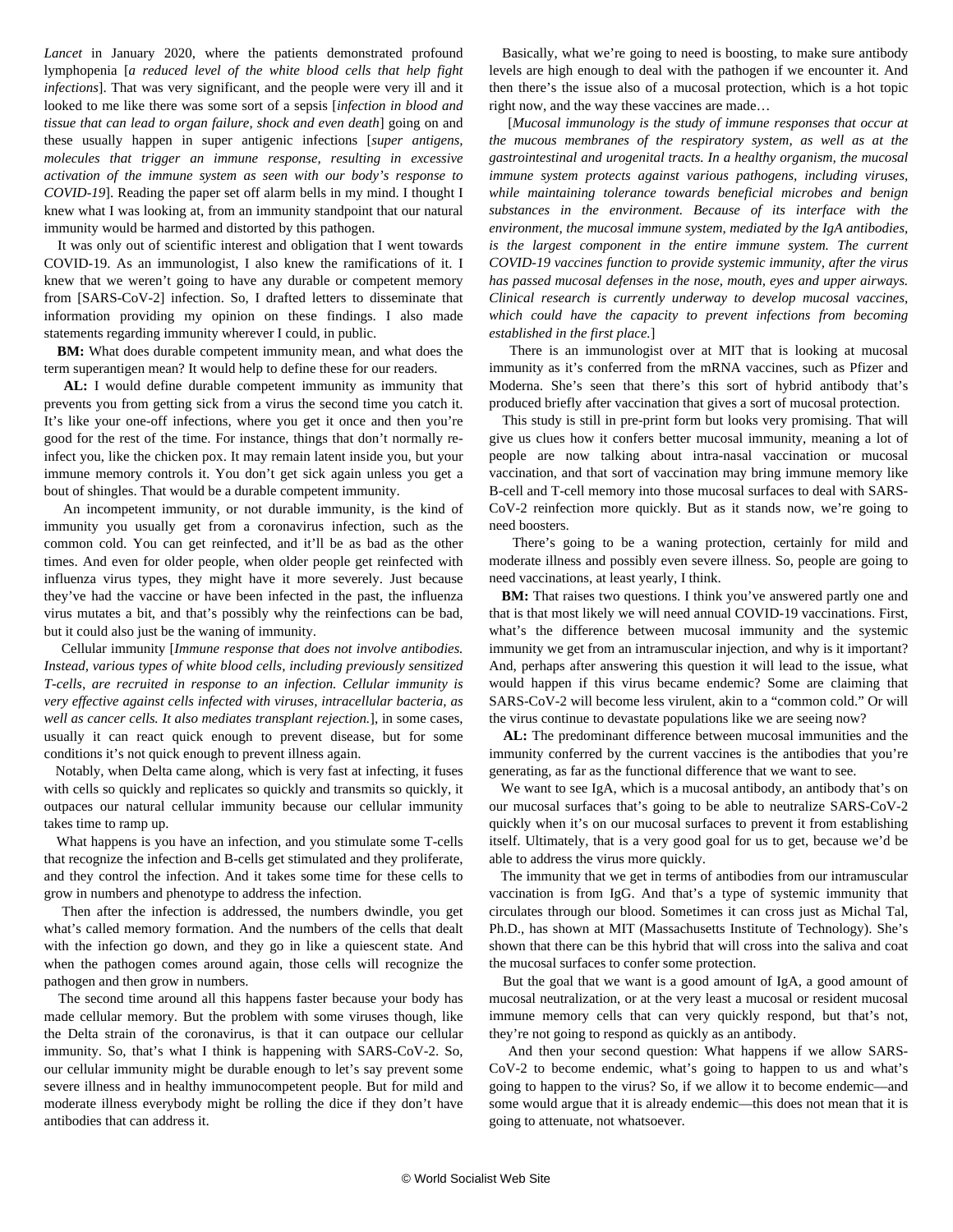*Lancet* in January 2020, where the patients demonstrated profound lymphopenia [*a reduced level of the white blood cells that help fight infections*]. That was very significant, and the people were very ill and it looked to me like there was some sort of a sepsis [*infection in blood and tissue that can lead to organ failure, shock and even death*] going on and these usually happen in super antigenic infections [*super antigens, molecules that trigger an immune response, resulting in excessive activation of the immune system as seen with our body's response to COVID-19*]. Reading the paper set off alarm bells in my mind. I thought I knew what I was looking at, from an immunity standpoint that our natural immunity would be harmed and distorted by this pathogen.

It was only out of scientific interest and obligation that I went towards COVID-19. As an immunologist, I also knew the ramifications of it. I knew that we weren't going to have any durable or competent memory from [SARS-CoV-2] infection. So, I drafted letters to disseminate that information providing my opinion on these findings. I also made statements regarding immunity wherever I could, in public.

**BM:** What does durable competent immunity mean, and what does the term superantigen mean? It would help to define these for our readers.

**AL:** I would define durable competent immunity as immunity that prevents you from getting sick from a virus the second time you catch it. It's like your one-off infections, where you get it once and then you're good for the rest of the time. For instance, things that don't normally re-infect you, like the chicken pox. It may remain latent inside you, but your immune memory controls it. You don't get sick again unless you get a bout of shingles. That would be a durable competent immunity.

An incompetent immunity, or not durable immunity, is the kind of immunity you usually get from a coronavirus infection, such as the common cold. You can get reinfected, and it'll be as bad as the other times. And even for older people, when older people get reinfected with influenza virus types, they might have it more severely. Just because they've had the vaccine or have been infected in the past, the influenza virus mutates a bit, and that's possibly why the reinfections can be bad, but it could also just be the waning of immunity.

Cellular immunity [*Immune response that does not involve antibodies. Instead, various types of white blood cells, including previously sensitized T-cells, are recruited in response to an infection. Cellular immunity is very effective against cells infected with viruses, intracellular bacteria, as well as cancer cells. It also mediates transplant rejection.*], in some cases, usually it can react quick enough to prevent disease, but for some conditions it's not quick enough to prevent illness again.

Notably, when Delta came along, which is very fast at infecting, it fuses with cells so quickly and replicates so quickly and transmits so quickly, it outpaces our natural cellular immunity because our cellular immunity takes time to ramp up.

What happens is you have an infection, and you stimulate some T-cells that recognize the infection and B-cells get stimulated and they proliferate, and they control the infection. And it takes some time for these cells to grow in numbers and phenotype to address the infection.

Then after the infection is addressed, the numbers dwindle, you get what's called memory formation. And the numbers of the cells that dealt with the infection go down, and they go in like a quiescent state. And when the pathogen comes around again, those cells will recognize the pathogen and then grow in numbers.

The second time around all this happens faster because your body has made cellular memory. But the problem with some viruses though, like the Delta strain of the coronavirus, is that it can outpace our cellular immunity. So, that's what I think is happening with SARS-CoV-2. So, our cellular immunity might be durable enough to let's say prevent some severe illness and in healthy immunocompetent people. But for mild and moderate illness everybody might be rolling the dice if they don't have antibodies that can address it.

Basically, what we're going to need is boosting, to make sure antibody levels are high enough to deal with the pathogen if we encounter it. And then there's the issue also of a mucosal protection, which is a hot topic right now, and the way these vaccines are made…

[*Mucosal immunology is the study of immune responses that occur at the mucosal membranes of the respiratory system, as well as at the gastrointestinal and urogenital tracts. In a healthy organism, the mucosal immune system protects against various pathogens, including viruses, while maintaining tolerance towards beneficial microbes and benign substances in the environment. Because of its interface with the environment, the mucosal immune system, mediated by the IgA antibodies, is the largest component in the entire immune system. The current COVID-19 vaccines function to provide systemic immunity, after the virus has passed mucosal defenses in the nose, mouth, eyes and upper airways. Clinical research is currently underway to develop mucosal vaccines, which could have the capacity to prevent infections from becoming established in the first place.*]

There is an immunologist over at MIT that is looking at mucosal immunity as it's conferred from the mRNA vaccines, such as Pfizer and Moderna. She's seen that there's this sort of hybrid antibody that's produced briefly after vaccination that gives a sort of mucosal protection.

This study is still in pre-print form but looks very promising. That will give us clues how it confers better mucosal immunity, meaning a lot of people are now talking about intra-nasal vaccination or mucosal vaccination, and that sort of vaccination may bring immune memory like B-cell and T-cell memory into those mucosal surfaces to deal with SARS-CoV-2 reinfection more quickly. But as it stands now, we're going to need boosters.

There's going to be a waning protection, certainly for mild and moderate illness and possibly even severe illness. So, people are going to need vaccinations, at least yearly, I think.

**BM:** That raises two questions. I think you've answered partly one and that is that most likely we will need annual COVID-19 vaccinations. First, what's the difference between mucosal immunity and the systemic immunity we get from an intramuscular injection, and why is it important? And, perhaps after answering this question it will lead to the issue, what would happen if this virus became endemic? Some are claiming that SARS-CoV-2 will become less virulent, akin to a "common cold." Or will the virus continue to devastate populations like we are seeing now?

**AL:** The predominant difference between mucosal immunities and the immunity conferred by the current vaccines is the antibodies that you're generating, as far as the functional difference that we want to see.

We want to see IgA, which is a mucosal antibody, an antibody that's on our mucosal surfaces that's going to be able to neutralize SARS-CoV-2 quickly when it's on our mucosal surfaces to prevent it from establishing itself. Ultimately, that is a very good goal for us to get, because we'd be able to address the virus more quickly.

The immunity that we get in terms of antibodies from our intramuscular vaccination is from IgG. And that's a type of systemic immunity that circulates through our blood. Sometimes it can cross just as Michal Tal, Ph.D., has shown at MIT (Massachusetts Institute of Technology). She's shown that there can be this hybrid that will cross into the saliva and coat the mucosal surfaces to confer some protection.

But the goal that we want is a good amount of IgA, a good amount of mucosal neutralization, or at the very least a mucosal or resident mucosal immune memory cells that can very quickly respond, but that's not, they're not going to respond as quickly as an antibody.

And then your second question: What happens if we allow SARS-CoV-2 to become endemic, what's going to happen to us and what's going to happen to the virus? So, if we allow it to become endemic—and some would argue that it is already endemic—this does not mean that it is going to attenuate, not whatsoever.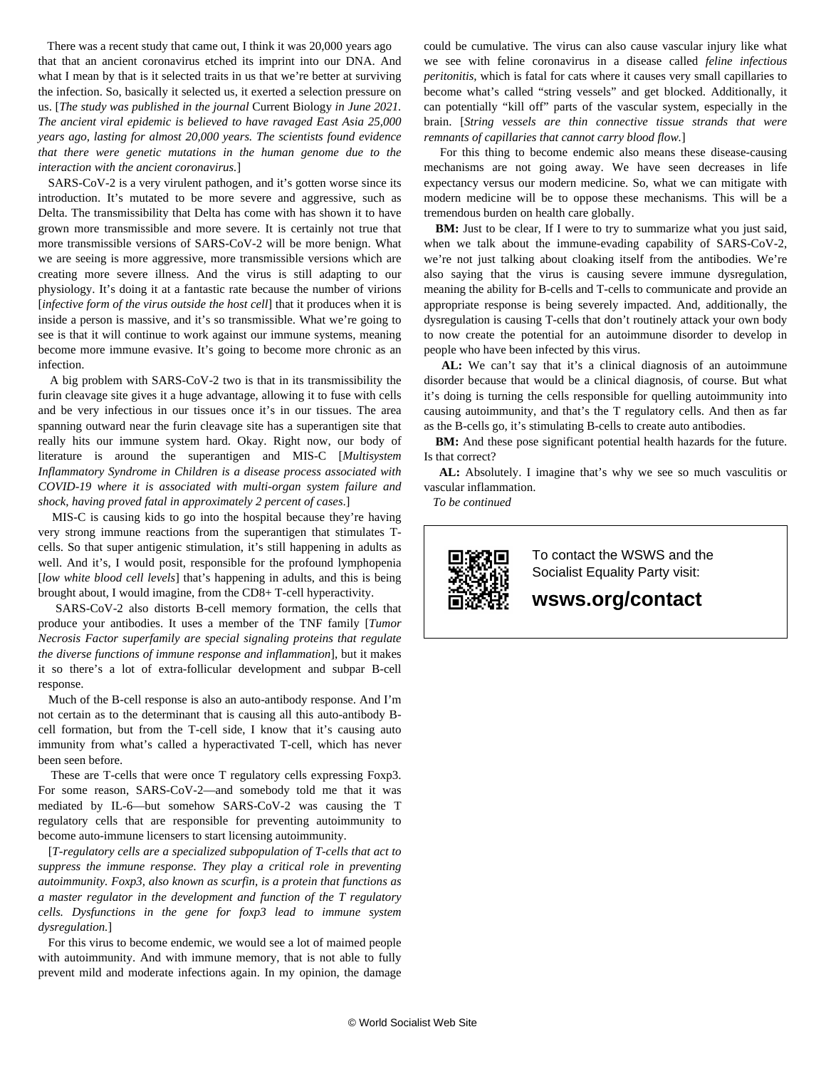There was a recent study that came out, I think it was 20,000 years ago that that an ancient coronavirus etched its imprint into our DNA. And what I mean by that is it selected traits in us that we're better at surviving the infection. So, basically it selected us, it exerted a selection pressure on us. [*The study was published in the journal* Current Biology *in June 2021. The ancient viral epidemic is believed to have ravaged East Asia 25,000 years ago, lasting for almost 20,000 years. The scientists found evidence that there were genetic mutations in the human genome due to the interaction with the ancient coronavirus.*]

SARS-CoV-2 is a very virulent pathogen, and it's gotten worse since its introduction. It's mutated to be more severe and aggressive, such as Delta. The transmissibility that Delta has come with has shown it to have grown more transmissible and more severe. It is certainly not true that more transmissible versions of SARS-CoV-2 will be more benign. What we are seeing is more aggressive, more transmissible versions which are creating more severe illness. And the virus is still adapting to our physiology. It's doing it at a fantastic rate because the number of virions [*infective form of the virus outside the host cell*] that it produces when it is inside a person is massive, and it's so transmissible. What we're going to see is that it will continue to work against our immune systems, meaning become more immune evasive. It's going to become more chronic as an infection.

A big problem with SARS-CoV-2 two is that in its transmissibility the furin cleavage site gives it a huge advantage, allowing it to fuse with cells and be very infectious in our tissues once it's in our tissues. The area spanning outward near the furin cleavage site has a superantigen site that really hits our immune system hard. Okay. Right now, our body of literature is around the superantigen and MIS-C [*Multisystem Inflammatory Syndrome in Children is a disease process associated with COVID-19 where it is associated with multi-organ system failure and shock, having proved fatal in approximately 2 percent of cases.*]

MIS-C is causing kids to go into the hospital because they're having very strong immune reactions from the superantigen that stimulates T-cells. So that super antigenic stimulation, it's still happening in adults as well. And it's, I would posit, responsible for the profound lymphopenia [*low white blood cell levels*] that's happening in adults, and this is being brought about, I would imagine, from the CD8+ T-cell hyperactivity.

SARS-CoV-2 also distorts B-cell memory formation, the cells that produce your antibodies. It uses a member of the TNF family [*Tumor Necrosis Factor superfamily are special signaling proteins that regulate the diverse functions of immune response and inflammation*], but it makes it so there's a lot of extra-follicular development and subpar B-cell response.

Much of the B-cell response is also an auto-antibody response. And I'm not certain as to the determinant that is causing all this auto-antibody B-cell formation, but from the T-cell side, I know that it's causing auto immunity from what's called a hyperactivated T-cell, which has never been seen before.

These are T-cells that were once T regulatory cells expressing Foxp3. For some reason, SARS-CoV-2—and somebody told me that it was mediated by IL-6—but somehow SARS-CoV-2 was causing the T regulatory cells that are responsible for preventing autoimmunity to become auto-immune licensers to start licensing autoimmunity.

[*T-regulatory cells are a specialized subpopulation of T-cells that act to suppress the immune response. They play a critical role in preventing autoimmunity. Foxp3, also known as scurfin, is a protein that functions as a master regulator in the development and function of the T regulatory cells. Dysfunctions in the gene for foxp3 lead to immune system dysregulation.*]

For this virus to become endemic, we would see a lot of maimed people with autoimmunity. And with immune memory, that is not able to fully prevent mild and moderate infections again. In my opinion, the damage could be cumulative. The virus can also cause vascular injury like what we see with feline coronavirus in a disease called *feline infectious peritonitis*, which is fatal for cats where it causes very small capillaries to become what's called "string vessels" and get blocked. Additionally, it can potentially "kill off" parts of the vascular system, especially in the brain. [*String vessels are thin connective tissue strands that were remnants of capillaries that cannot carry blood flow.*]

For this thing to become endemic also means these disease-causing mechanisms are not going away. We have seen decreases in life expectancy versus our modern medicine. So, what we can mitigate with modern medicine will be to oppose these mechanisms. This will be a tremendous burden on health care globally.

**BM:** Just to be clear, If I were to try to summarize what you just said, when we talk about the immune-evading capability of SARS-CoV-2, we're not just talking about cloaking itself from the antibodies. We're also saying that the virus is causing severe immune dysregulation, meaning the ability for B-cells and T-cells to communicate and provide an appropriate response is being severely impacted. And, additionally, the dysregulation is causing T-cells that don't routinely attack your own body to now create the potential for an autoimmune disorder to develop in people who have been infected by this virus.

**AL:** We can't say that it's a clinical diagnosis of an autoimmune disorder because that would be a clinical diagnosis, of course. But what it's doing is turning the cells responsible for quelling autoimmunity into causing autoimmunity, and that's the T regulatory cells. And then as far as the B-cells go, it's stimulating B-cells to create auto antibodies.

**BM:** And these pose significant potential health hazards for the future. Is that correct?

**AL:** Absolutely. I imagine that's why we see so much vasculitis or vascular inflammation.

*To be continued*

To contact the WSWS and the Socialist Equality Party visit:

**wsws.org/contact**